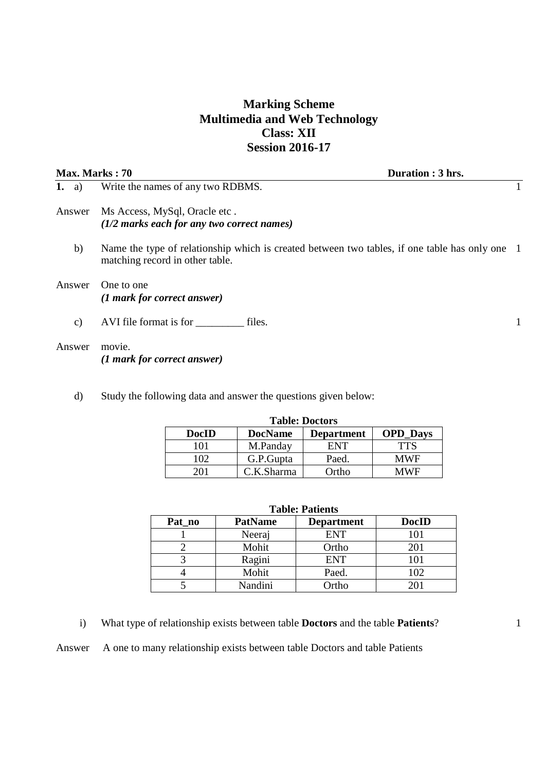# Marking Scheme
## Multimedia and Web Technology
## Class: XII
## Session 2016-17

**Max. Marks : 70** **Duration : 3 hrs.**

**1.** a) Write the names of any two RDBMS. 1

Answer Ms Access, MySql, Oracle etc .
***(1/2 marks each for any two correct names)***

b) Name the type of relationship which is created between two tables, if one table has only one matching record in other table. 1

Answer One to one
***(1 mark for correct answer)***

c) AVI file format is for _________ files. 1

Answer movie.
***(1 mark for correct answer)***

d) Study the following data and answer the questions given below:

**Table: Doctors**

| DocID | DocName | Department | OPD_Days |
|---|---|---|---|
| 101 | M.Panday | ENT | TTS |
| 102 | G.P.Gupta | Paed. | MWF |
| 201 | C.K.Sharma | Ortho | MWF |

**Table: Patients**

| Pat_no | PatName | Department | DocID |
|---|---|---|---|
| 1 | Neeraj | ENT | 101 |
| 2 | Mohit | Ortho | 201 |
| 3 | Ragini | ENT | 101 |
| 4 | Mohit | Paed. | 102 |
| 5 | Nandini | Ortho | 201 |

i) What type of relationship exists between table **Doctors** and the table **Patients**? 1

Answer A one to many relationship exists between table Doctors and table Patients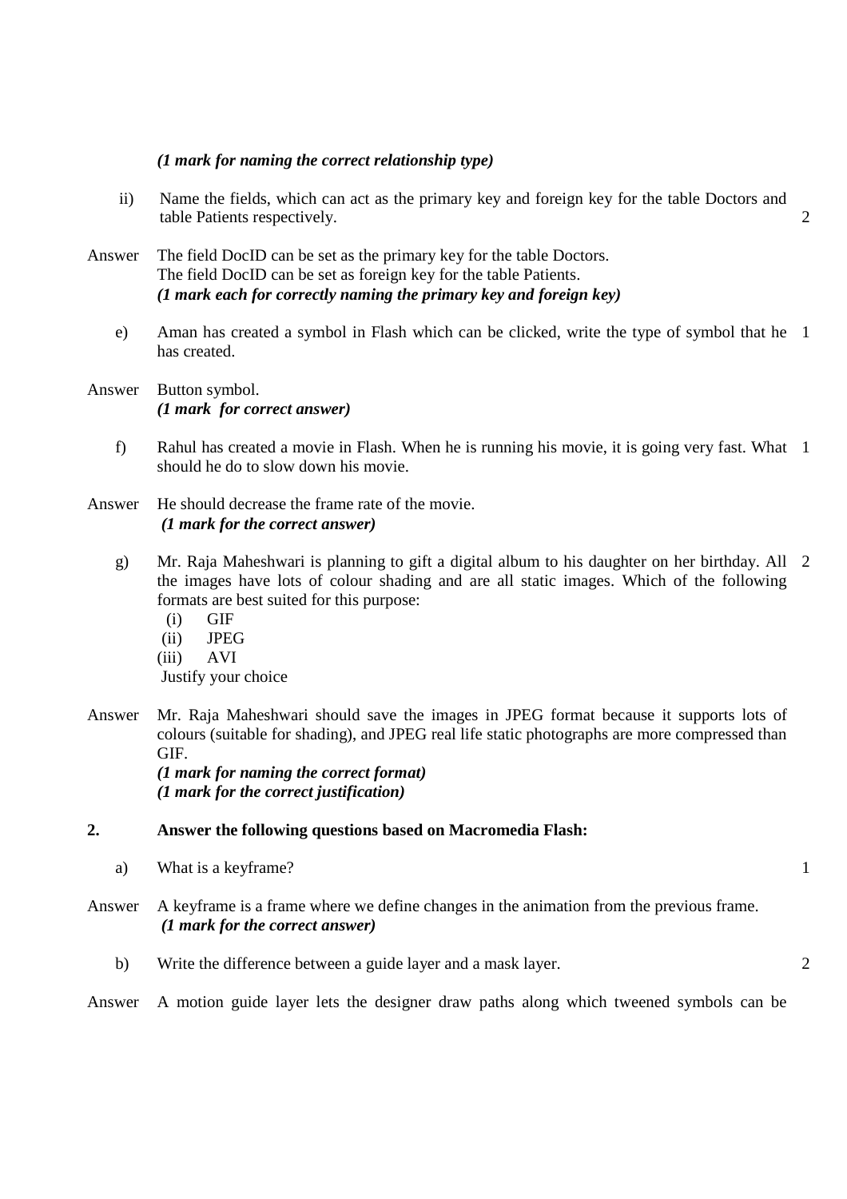*(1 mark for naming the correct relationship type)*

ii) Name the fields, which can act as the primary key and foreign key for the table Doctors and table Patients respectively. 2

Answer The field DocID can be set as the primary key for the table Doctors.
The field DocID can be set as foreign key for the table Patients.
***(1 mark each for correctly naming the primary key and foreign key)***

e) Aman has created a symbol in Flash which can be clicked, write the type of symbol that he has created. 1

Answer Button symbol.
***(1 mark for correct answer)***

f) Rahul has created a movie in Flash. When he is running his movie, it is going very fast. What should he do to slow down his movie. 1

Answer He should decrease the frame rate of the movie.
***(1 mark for the correct answer)***

g) Mr. Raja Maheshwari is planning to gift a digital album to his daughter on her birthday. All the images have lots of colour shading and are all static images. Which of the following formats are best suited for this purpose: 2

(i) GIF
(ii) JPEG
(iii) AVI

Justify your choice

Answer Mr. Raja Maheshwari should save the images in JPEG format because it supports lots of colours (suitable for shading), and JPEG real life static photographs are more compressed than GIF.
***(1 mark for naming the correct format)***
***(1 mark for the correct justification)***

**2. Answer the following questions based on Macromedia Flash:**

a) What is a keyframe? 1

Answer A keyframe is a frame where we define changes in the animation from the previous frame.
***(1 mark for the correct answer)***

b) Write the difference between a guide layer and a mask layer. 2

Answer A motion guide layer lets the designer draw paths along which tweened symbols can be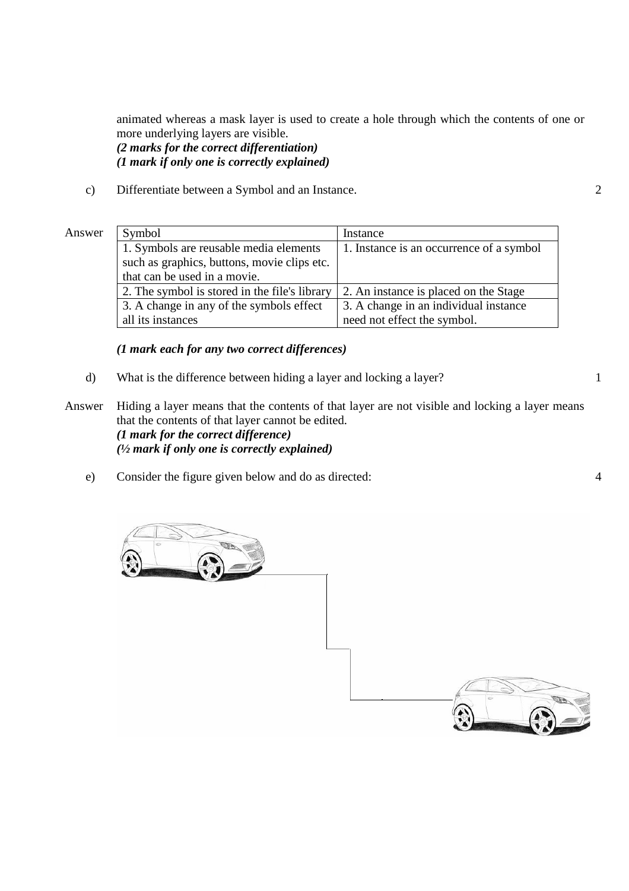animated whereas a mask layer is used to create a hole through which the contents of one or more underlying layers are visible.
***(2 marks for the correct differentiation)***
***(1 mark if only one is correctly explained)***

c) Differentiate between a Symbol and an Instance. 2

Answer

| Symbol | Instance |
| --- | --- |
| 1. Symbols are reusable media elements such as graphics, buttons, movie clips etc. that can be used in a movie. | 1. Instance is an occurrence of a symbol |
| 2. The symbol is stored in the file's library | 2. An instance is placed on the Stage |
| 3. A change in any of the symbols effect all its instances | 3. A change in an individual instance need not effect the symbol. |

***(1 mark each for any two correct differences)***

d) What is the difference between hiding a layer and locking a layer? 1

Answer Hiding a layer means that the contents of that layer are not visible and locking a layer means that the contents of that layer cannot be edited.
***(1 mark for the correct difference)***
***(½ mark if only one is correctly explained)***

e) Consider the figure given below and do as directed: 4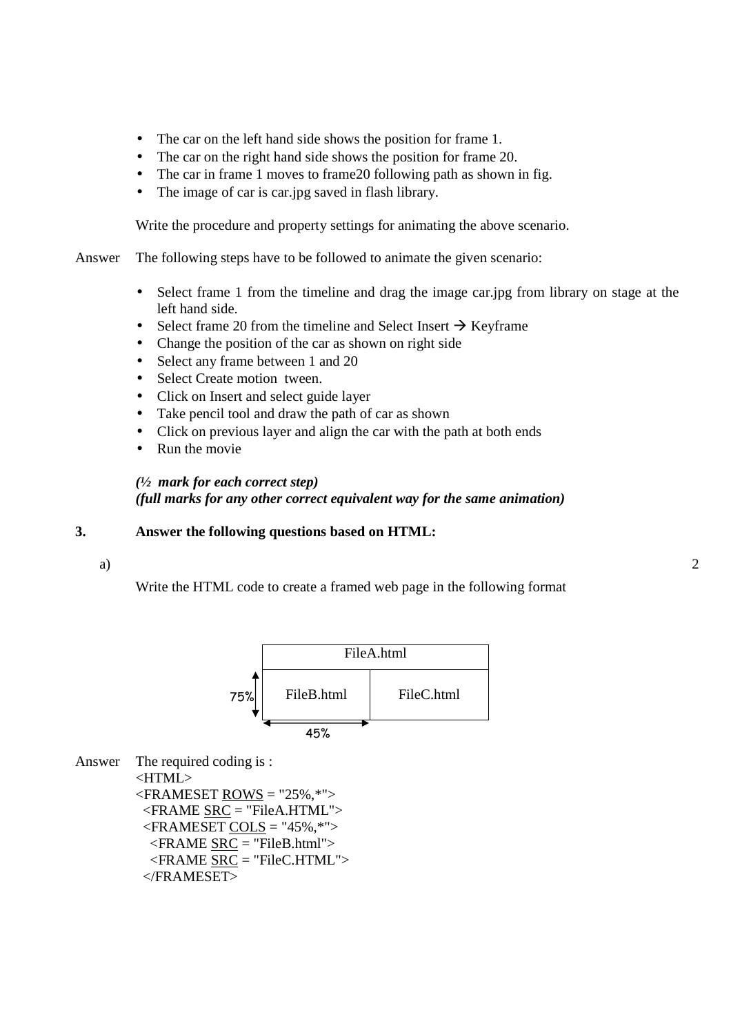- The car on the left hand side shows the position for frame 1.
- The car on the right hand side shows the position for frame 20.
- The car in frame 1 moves to frame20 following path as shown in fig.
- The image of car is car.jpg saved in flash library.

Write the procedure and property settings for animating the above scenario.

Answer The following steps have to be followed to animate the given scenario:

- Select frame 1 from the timeline and drag the image car.jpg from library on stage at the left hand side.
- Select frame 20 from the timeline and Select Insert → Keyframe
- Change the position of the car as shown on right side
- Select any frame between 1 and 20
- Select Create motion tween.
- Click on Insert and select guide layer
- Take pencil tool and draw the path of car as shown
- Click on previous layer and align the car with the path at both ends
- Run the movie

***(½ mark for each correct step)***
***(full marks for any other correct equivalent way for the same animation)***

**3. Answer the following questions based on HTML:**

a) 2

Write the HTML code to create a framed web page in the following format

| FileA.html | |
|---|---|
| FileB.html | FileC.html |

75% (height of lower row), 45% (width of FileB.html)

Answer The required coding is :

```
<HTML>
<FRAMESET ROWS = "25%,*">
  <FRAME SRC = "FileA.HTML">
  <FRAMESET COLS = "45%,*">
    <FRAME SRC = "FileB.html">
    <FRAME SRC = "FileC.HTML">
  </FRAMESET>
```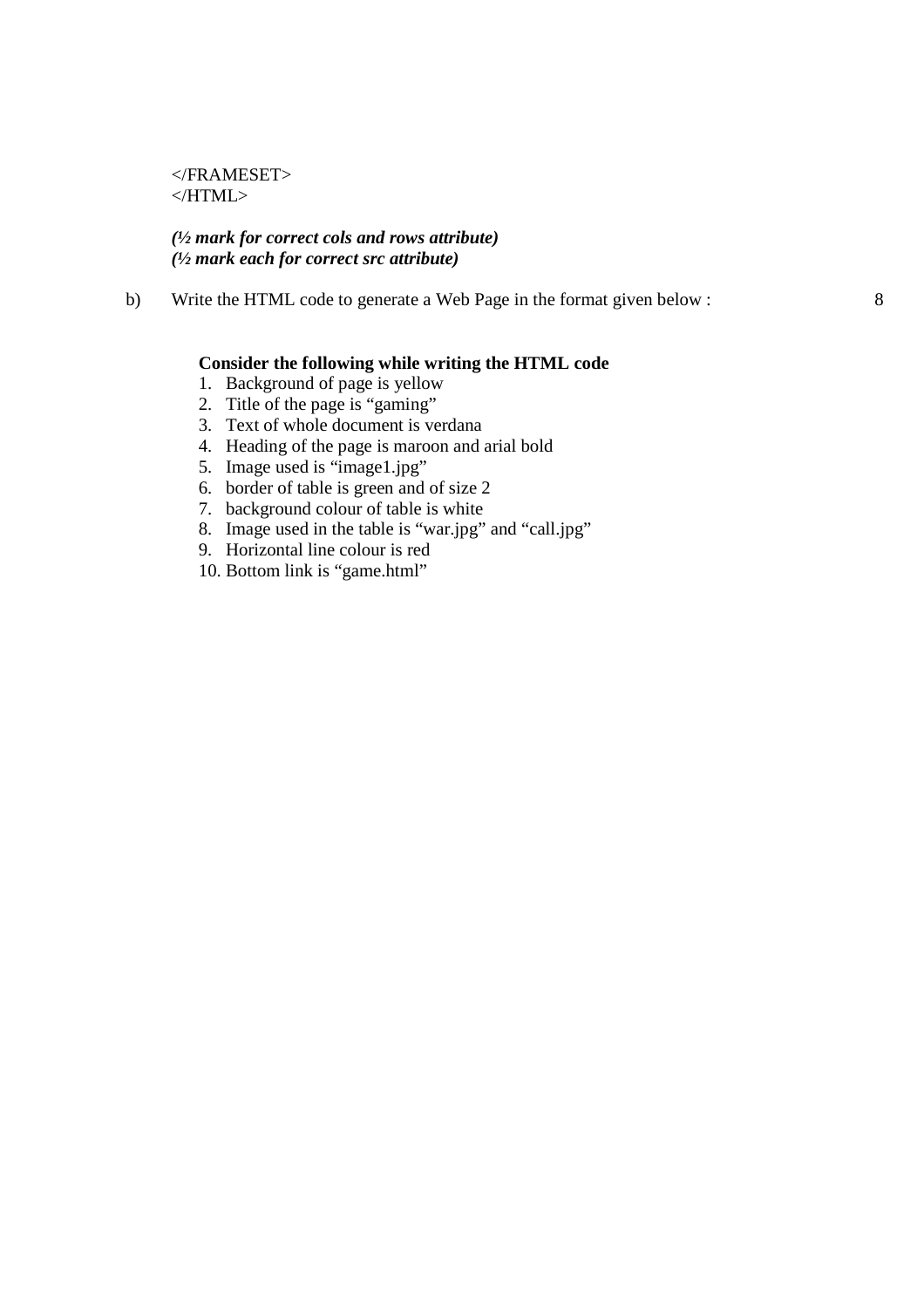```
</FRAMESET>
</HTML>
```

***(½ mark for correct cols and rows attribute)***
***(½ mark each for correct src attribute)***

b) Write the HTML code to generate a Web Page in the format given below : 8

**Consider the following while writing the HTML code**

1. Background of page is yellow
2. Title of the page is "gaming"
3. Text of whole document is verdana
4. Heading of the page is maroon and arial bold
5. Image used is "image1.jpg"
6. border of table is green and of size 2
7. background colour of table is white
8. Image used in the table is "war.jpg" and "call.jpg"
9. Horizontal line colour is red
10. Bottom link is "game.html"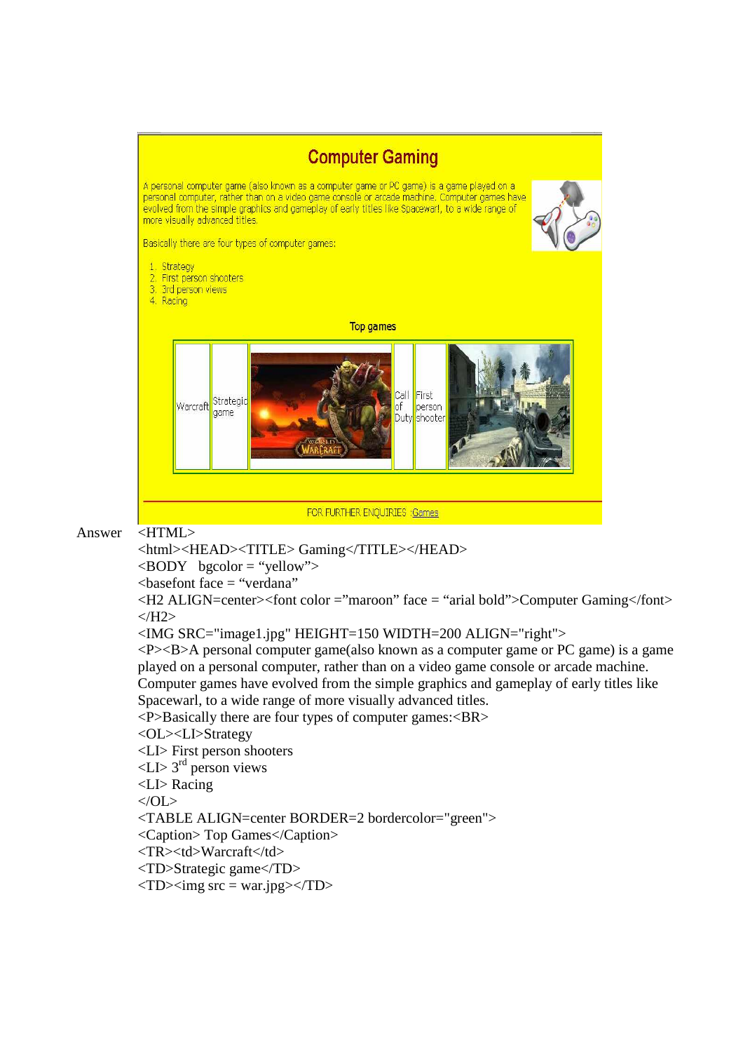# Computer Gaming

A personal computer game (also known as a computer game or PC game) is a game played on a personal computer, rather than on a video game console or arcade machine. Computer games have evolved from the simple graphics and gameplay of early titles like Spacewarl, to a wide range of more visually advanced titles.

Basically there are four types of computer games:

1. Strategy
2. First person shooters
3. 3rd person views
4. Racing

Top games

| Warcraft | Strategic game | | Call of Duty | First person shooter | |
|---|---|---|---|---|---|

FOR FURTHER ENQUIRIES :Games

Answer

```
<HTML>
<html><HEAD><TITLE> Gaming</TITLE></HEAD>
<BODY  bgcolor = "yellow">
<basefont face = "verdana"
<H2 ALIGN=center><font color ="maroon" face = "arial bold">Computer Gaming</font>
</H2>
<IMG SRC="image1.jpg" HEIGHT=150 WIDTH=200 ALIGN="right">
<P><B>A personal computer game(also known as a computer game or PC game) is a game
played on a personal computer, rather than on a video game console or arcade machine.
Computer games have evolved from the simple graphics and gameplay of early titles like
Spacewarl, to a wide range of more visually advanced titles.
<P>Basically there are four types of computer games:<BR>
<OL><LI>Strategy
<LI> First person shooters
<LI> 3rd person views
<LI> Racing
</OL>
<TABLE ALIGN=center BORDER=2 bordercolor="green">
<Caption> Top Games</Caption>
<TR><td>Warcraft</td>
<TD>Strategic game</TD>
<TD><img src = war.jpg></TD>
```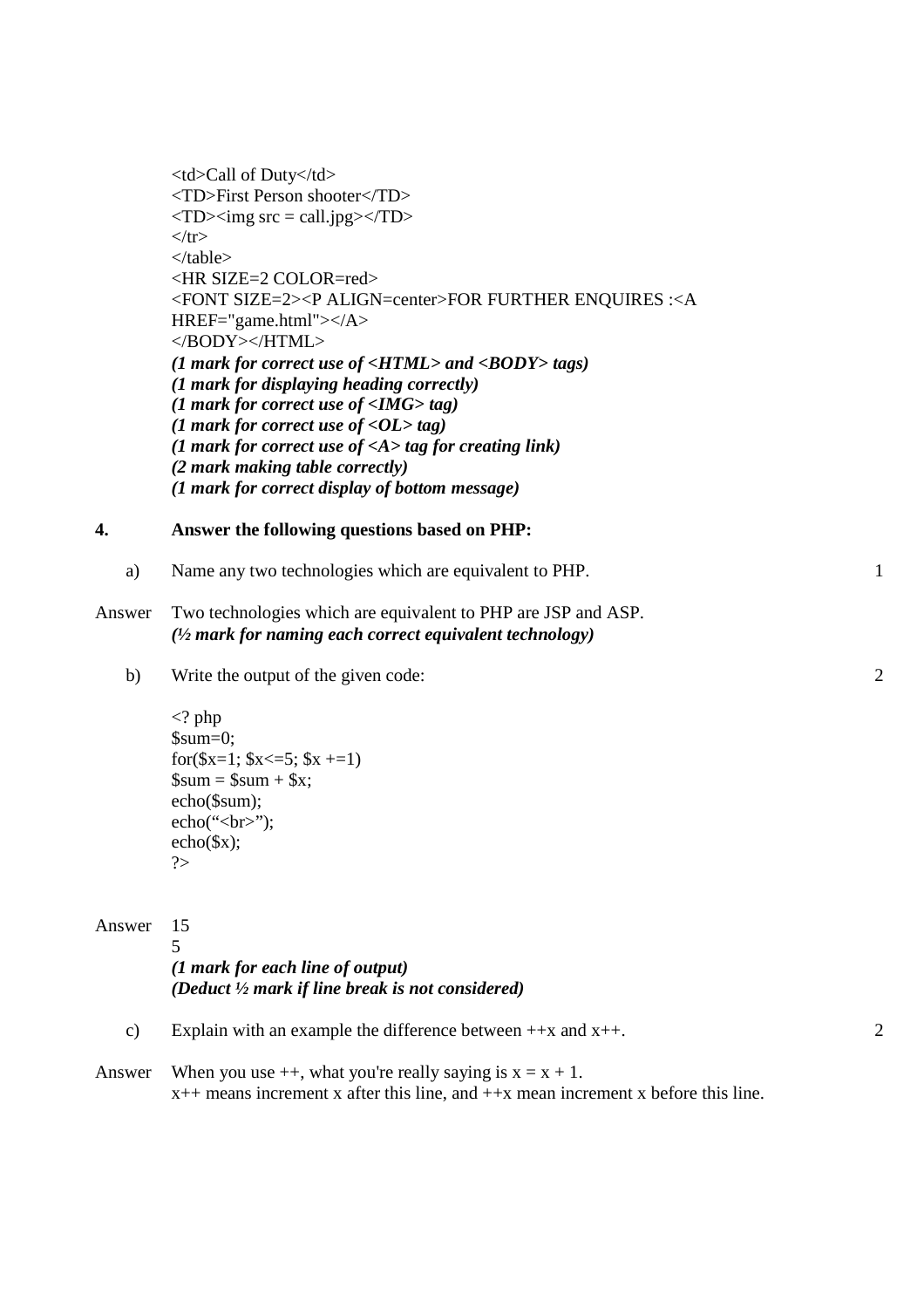```
<td>Call of Duty</td>
<TD>First Person shooter</TD>
<TD><img src = call.jpg></TD>
</tr>
</table>
<HR SIZE=2 COLOR=red>
<FONT SIZE=2><P ALIGN=center>FOR FURTHER ENQUIRES :<A
HREF="game.html"></A>
</BODY></HTML>
```

***(1 mark for correct use of <HTML> and <BODY> tags)***
***(1 mark for displaying heading correctly)***
***(1 mark for correct use of <IMG> tag)***
***(1 mark for correct use of <OL> tag)***
***(1 mark for correct use of <A> tag for creating link)***
***(2 mark making table correctly)***
***(1 mark for correct display of bottom message)***

**4. Answer the following questions based on PHP:**

a) Name any two technologies which are equivalent to PHP. **1**

Answer: Two technologies which are equivalent to PHP are JSP and ASP.
***(½ mark for naming each correct equivalent technology)***

b) Write the output of the given code: **2**

```
<? php
$sum=0;
for($x=1; $x<=5; $x +=1)
$sum = $sum + $x;
echo($sum);
echo("<br>");
echo($x);
?>
```

Answer:
15
5
***(1 mark for each line of output)***
***(Deduct ½ mark if line break is not considered)***

c) Explain with an example the difference between ++x and x++. **2**

Answer: When you use ++, what you're really saying is x = x + 1.
x++ means increment x after this line, and ++x mean increment x before this line.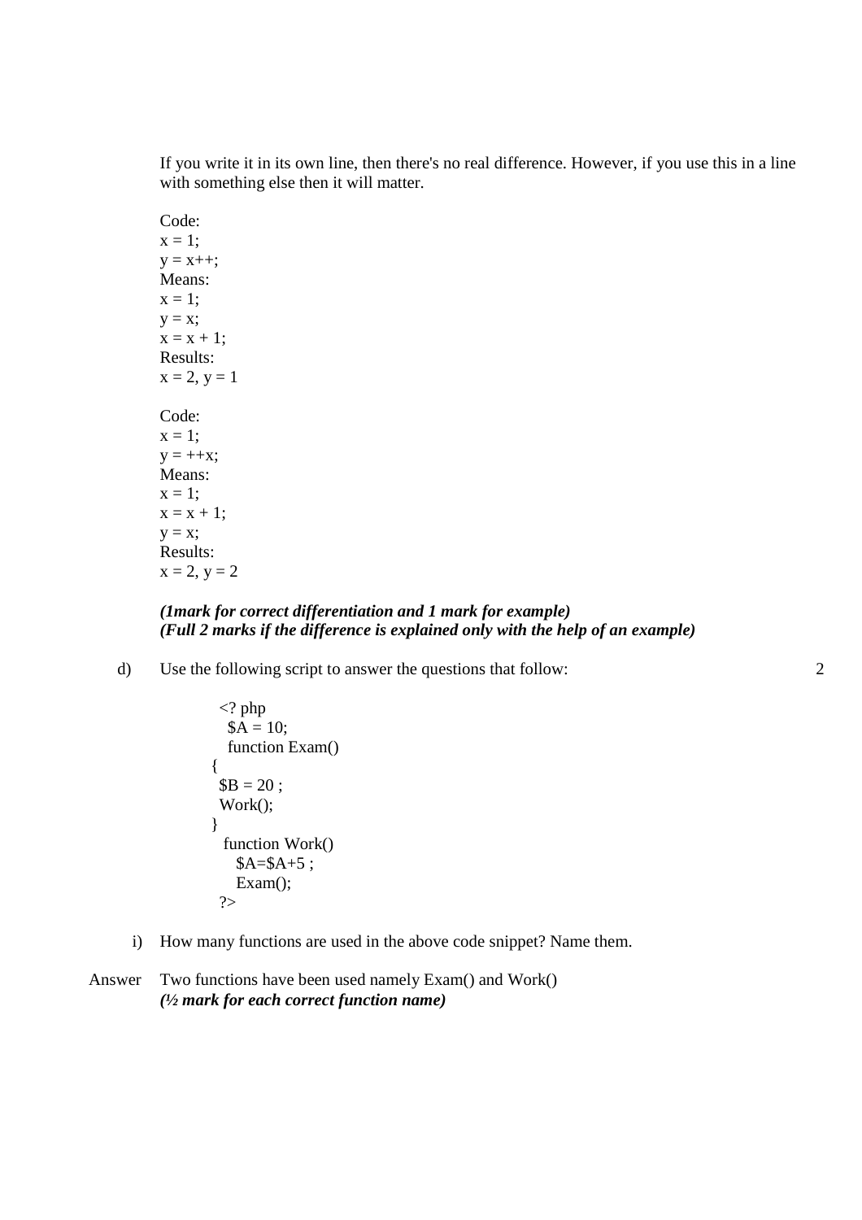If you write it in its own line, then there's no real difference. However, if you use this in a line with something else then it will matter.

```
Code:
x = 1;
y = x++;
Means:
x = 1;
y = x;
x = x + 1;
Results:
x = 2, y = 1
```

```
Code:
x = 1;
y = ++x;
Means:
x = 1;
x = x + 1;
y = x;
Results:
x = 2, y = 2
```

***(1mark for correct differentiation and 1 mark for example)***
***(Full 2 marks if the difference is explained only with the help of an example)***

d) Use the following script to answer the questions that follow: 2

```
<? php
  $A = 10;
  function Exam()
{
 $B = 20 ;
 Work();
}
 function Work()
   $A=$A+5 ;
   Exam();
?>
```

i) How many functions are used in the above code snippet? Name them.

Answer Two functions have been used namely Exam() and Work()
***(½ mark for each correct function name)***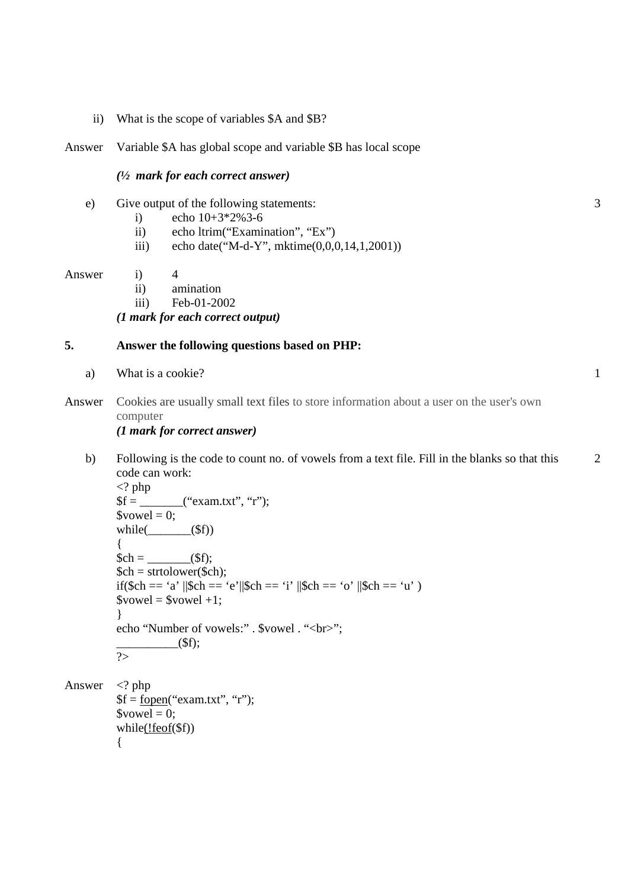ii) What is the scope of variables $A and $B?

Answer Variable $A has global scope and variable $B has local scope

*(½ mark for each correct answer)*

e) Give output of the following statements: 3

i) echo 10+3*2%3-6
ii) echo ltrim(“Examination”, “Ex”)
iii) echo date(“M-d-Y”, mktime(0,0,0,14,1,2001))

Answer
i) 4
ii) amination
iii) Feb-01-2002

***(1 mark for each correct output)***

## 5. Answer the following questions based on PHP:

a) What is a cookie? 1

Answer Cookies are usually small text files to store information about a user on the user's own computer

***(1 mark for correct answer)***

b) Following is the code to count no. of vowels from a text file. Fill in the blanks so that this code can work: 2

```
<? php
$f = _______(“exam.txt”, “r”);
$vowel = 0;
while(_______($f))
{
$ch = _______($f);
$ch = strtolower($ch);
if($ch == ‘a’ ||$ch == ‘e’||$ch == ‘i’ ||$ch == ‘o’ ||$ch == ‘u’ )
$vowel = $vowel +1;
}
echo “Number of vowels:” . $vowel . “<br>”;
__________($f);
?>
```

Answer

```
<? php
$f = fopen(“exam.txt”, “r”);
$vowel = 0;
while(!feof($f))
{
```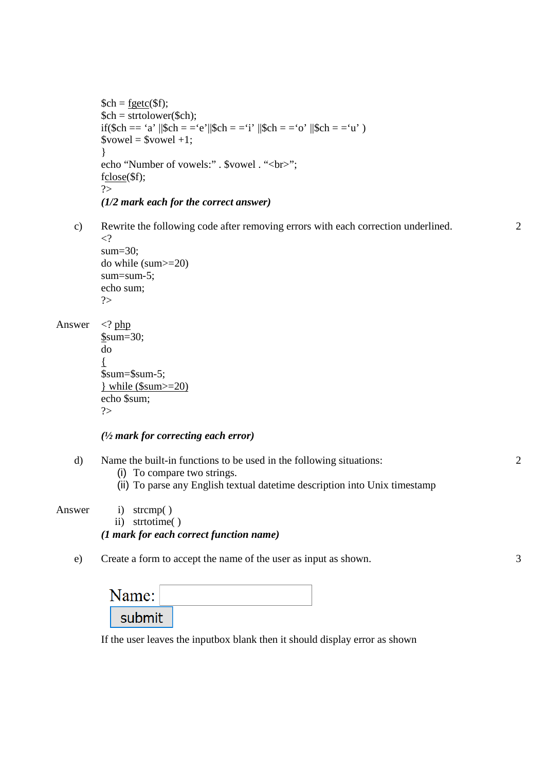```
$ch = fgetc($f);
$ch = strtolower($ch);
if($ch == 'a' ||$ch = ='e'||$ch = ='i' ||$ch = ='o' ||$ch = ='u' )
$vowel = $vowel +1;
}
echo "Number of vowels:" . $vowel . "<br>";
fclose($f);
?>
```

***(1/2 mark each for the correct answer)***

c) Rewrite the following code after removing errors with each correction underlined. **2**

```
<?
sum=30;
do while (sum>=20)
sum=sum-5;
echo sum;
?>
```

Answer

```
<? php
$sum=30;
do
{
$sum=$sum-5;
} while ($sum>=20)
echo $sum;
?>
```

***(½ mark for correcting each error)***

d) Name the built-in functions to be used in the following situations: **2**

(i) To compare two strings.
(ii) To parse any English textual datetime description into Unix timestamp

Answer

i) strcmp( )
ii) strtotime( )

***(1 mark for each correct function name)***

e) Create a form to accept the name of the user as input as shown. **3**

Name: [ ]
[submit]

If the user leaves the inputbox blank then it should display error as shown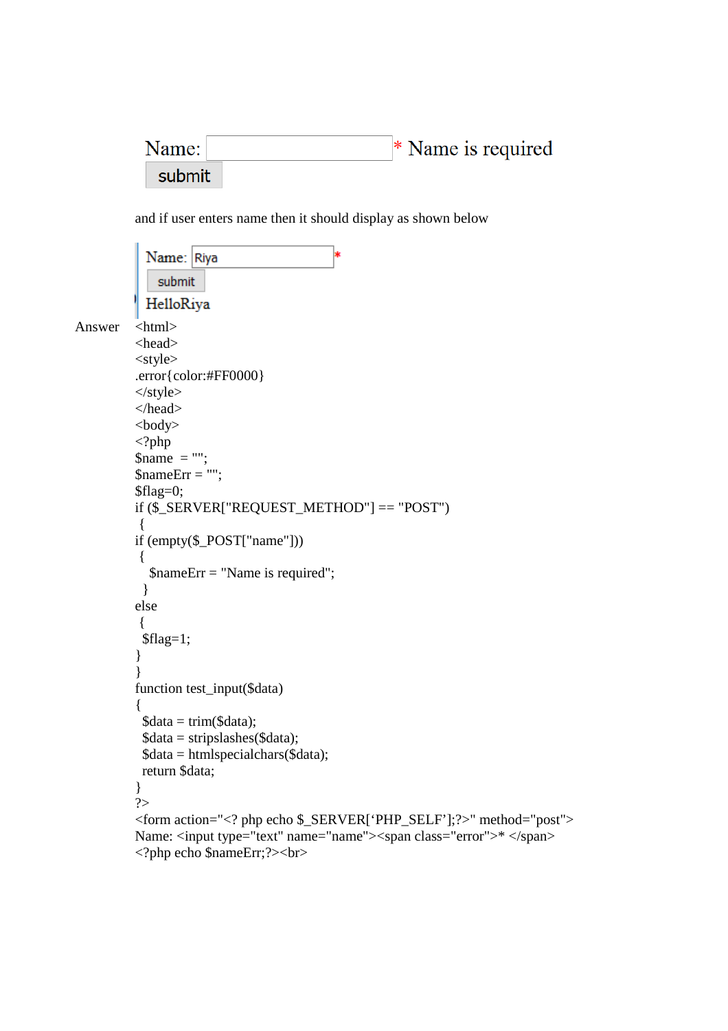Name: [ ] * Name is required
submit

and if user enters name then it should display as shown below

Name: Riya *
submit
HelloRiya

Answer

```
<html>
<head>
<style>
.error{color:#FF0000}
</style>
</head>
<body>
<?php
$name  = "";
$nameErr = "";
$flag=0;
if ($_SERVER["REQUEST_METHOD"] == "POST")
 {
if (empty($_POST["name"]))
 {
   $nameErr = "Name is required";
 }
else
 {
  $flag=1;
}
}
function test_input($data)
{
  $data = trim($data);
  $data = stripslashes($data);
  $data = htmlspecialchars($data);
  return $data;
}
?>
<form action="<? php echo $_SERVER['PHP_SELF'];?>" method="post">
Name: <input type="text" name="name"><span class="error">* </span>
<?php echo $nameErr;?><br>
```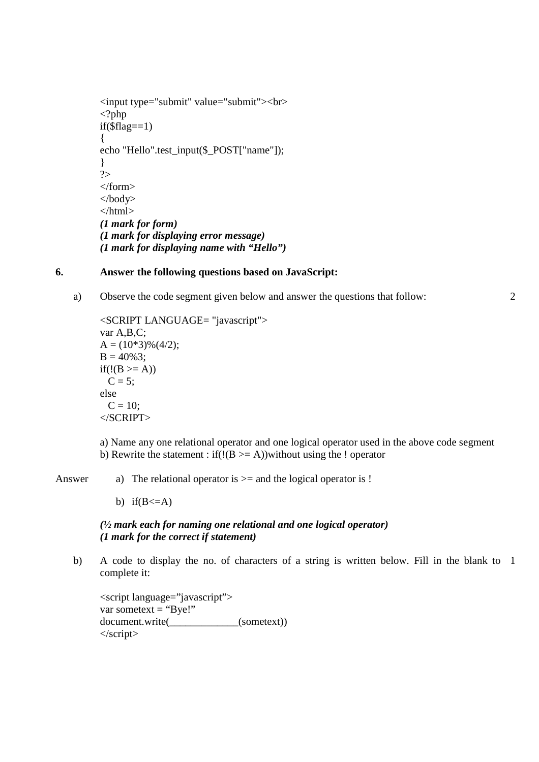```
<input type="submit" value="submit"><br>
<?php
if($flag==1)
{
echo "Hello".test_input($_POST["name"]);
}
?>
</form>
</body>
</html>
```

***(1 mark for form)***
***(1 mark for displaying error message)***
***(1 mark for displaying name with "Hello")***

**6. Answer the following questions based on JavaScript:**

a) Observe the code segment given below and answer the questions that follow: 2

```
<SCRIPT LANGUAGE= "javascript">
var A,B,C;
A = (10*3)%(4/2);
B = 40%3;
if(!(B >= A))
  C = 5;
else
  C = 10;
</SCRIPT>
```

a) Name any one relational operator and one logical operator used in the above code segment
b) Rewrite the statement : if(!(B >= A))without using the ! operator

Answer

a) The relational operator is >= and the logical operator is !

b) if(B<=A)

***(½ mark each for naming one relational and one logical operator)***
***(1 mark for the correct if statement)***

b) A code to display the no. of characters of a string is written below. Fill in the blank to complete it: 1

```
<script language="javascript">
var sometext = "Bye!"
document.write(_____________(sometext))
</script>
```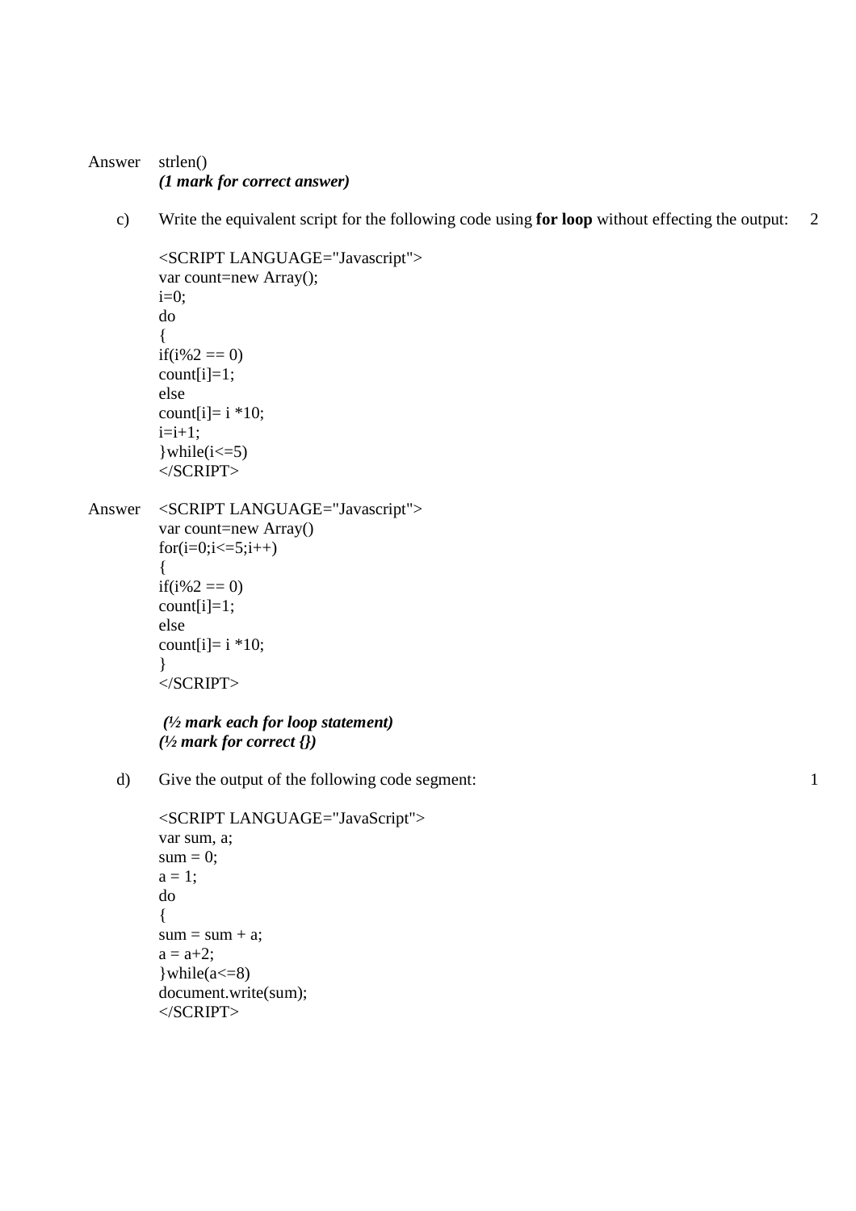Answer strlen()
***(1 mark for correct answer)***

c) Write the equivalent script for the following code using **for loop** without effecting the output: 2

```
<SCRIPT LANGUAGE="Javascript">
var count=new Array();
i=0;
do
{
if(i%2 == 0)
count[i]=1;
else
count[i]= i *10;
i=i+1;
}while(i<=5)
</SCRIPT>
```

Answer

```
<SCRIPT LANGUAGE="Javascript">
var count=new Array()
for(i=0;i<=5;i++)
{
if(i%2 == 0)
count[i]=1;
else
count[i]= i *10;
}
</SCRIPT>
```

***(½ mark each for loop statement)***
***(½ mark for correct {})***

d) Give the output of the following code segment: 1

```
<SCRIPT LANGUAGE="JavaScript">
var sum, a;
sum = 0;
a = 1;
do
{
sum = sum + a;
a = a+2;
}while(a<=8)
document.write(sum);
</SCRIPT>
```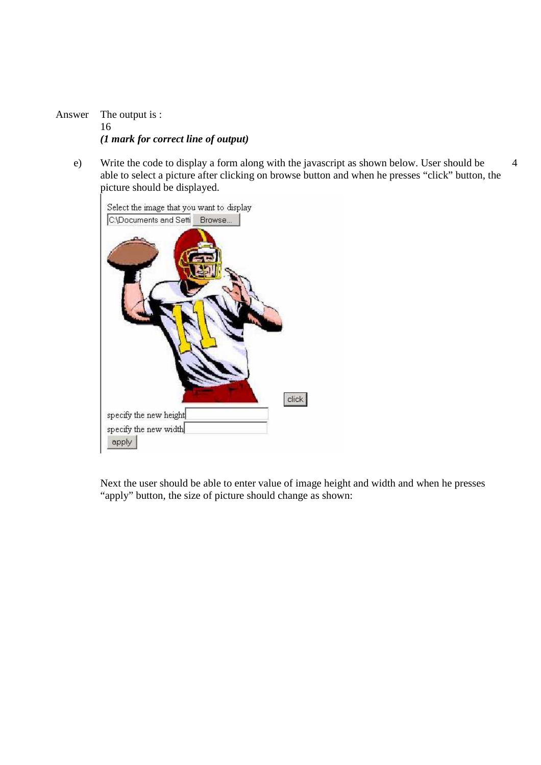Answer The output is :

16

***(1 mark for correct line of output)***

e) Write the code to display a form along with the javascript as shown below. User should be able to select a picture after clicking on browse button and when he presses "click" button, the picture should be displayed. 4

Select the image that you want to display

C:\Documents and Setti Browse...

click

specify the new height

specify the new width

apply

Next the user should be able to enter value of image height and width and when he presses "apply" button, the size of picture should change as shown: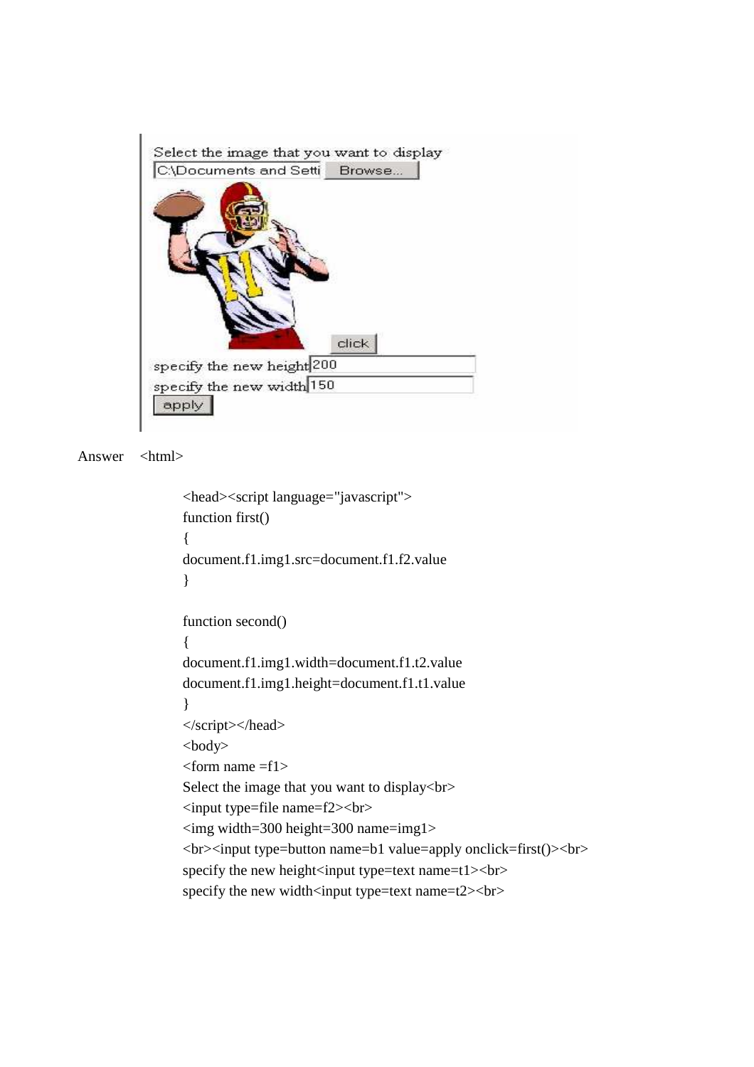Answer <html>

```
<head><script language="javascript">
function first()
{
document.f1.img1.src=document.f1.f2.value
}

function second()
{
document.f1.img1.width=document.f1.t2.value
document.f1.img1.height=document.f1.t1.value
}
</script></head>
<body>
<form name =f1>
Select the image that you want to display<br>
<input type=file name=f2><br>
<img width=300 height=300 name=img1>
<br><input type=button name=b1 value=apply onclick=first()><br>
specify the new height<input type=text name=t1><br>
specify the new width<input type=text name=t2><br>
```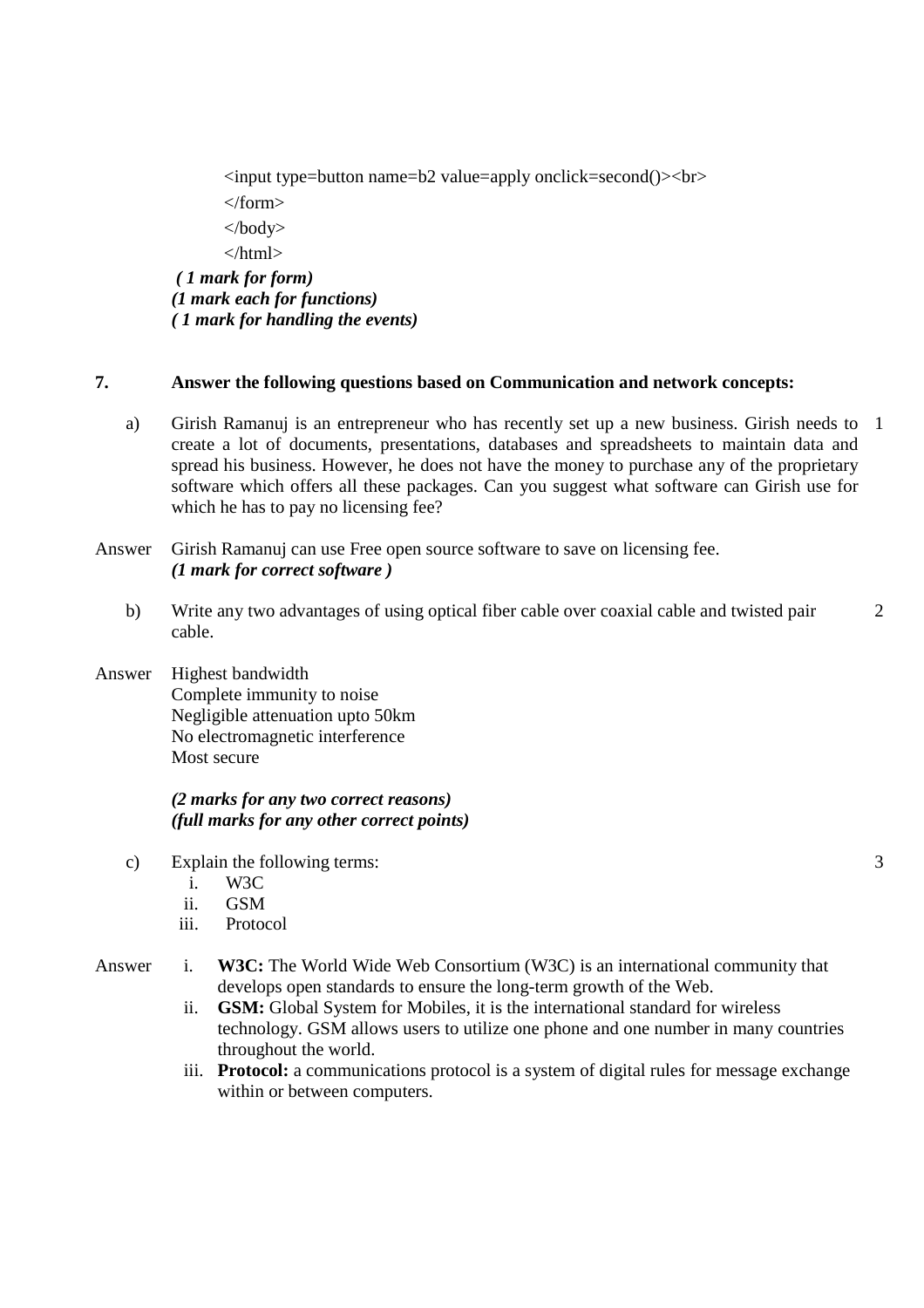```
<input type=button name=b2 value=apply onclick=second()><br>
</form>
</body>
</html>
```

***( 1 mark for form)***
***(1 mark each for functions)***
***( 1 mark for handling the events)***

**7. Answer the following questions based on Communication and network concepts:**

a) Girish Ramanuj is an entrepreneur who has recently set up a new business. Girish needs to create a lot of documents, presentations, databases and spreadsheets to maintain data and spread his business. However, he does not have the money to purchase any of the proprietary software which offers all these packages. Can you suggest what software can Girish use for which he has to pay no licensing fee? 1

Answer: Girish Ramanuj can use Free open source software to save on licensing fee.
***(1 mark for correct software )***

b) Write any two advantages of using optical fiber cable over coaxial cable and twisted pair cable. 2

Answer:
Highest bandwidth
Complete immunity to noise
Negligible attenuation upto 50km
No electromagnetic interference
Most secure

***(2 marks for any two correct reasons)***
***(full marks for any other correct points)***

c) Explain the following terms: 3

i. W3C
ii. GSM
iii. Protocol

Answer:

i. **W3C:** The World Wide Web Consortium (W3C) is an international community that develops open standards to ensure the long-term growth of the Web.
ii. **GSM:** Global System for Mobiles, it is the international standard for wireless technology. GSM allows users to utilize one phone and one number in many countries throughout the world.
iii. **Protocol:** a communications protocol is a system of digital rules for message exchange within or between computers.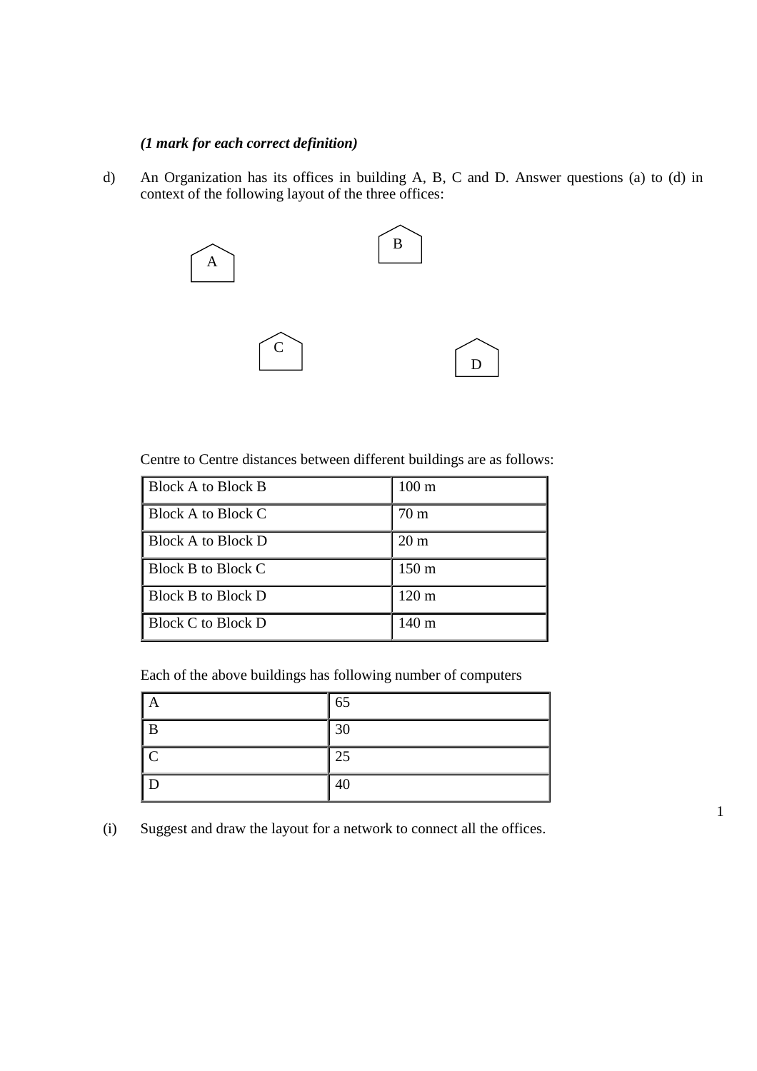***(1 mark for each correct definition)***

d) An Organization has its offices in building A, B, C and D. Answer questions (a) to (d) in context of the following layout of the three offices:

A B C D

Centre to Centre distances between different buildings are as follows:

| | |
|---|---|
| Block A to Block B | 100 m |
| Block A to Block C | 70 m |
| Block A to Block D | 20 m |
| Block B to Block C | 150 m |
| Block B to Block D | 120 m |
| Block C to Block D | 140 m |

Each of the above buildings has following number of computers

| | |
|---|---|
| A | 65 |
| B | 30 |
| C | 25 |
| D | 40 |

(i) Suggest and draw the layout for a network to connect all the offices. 1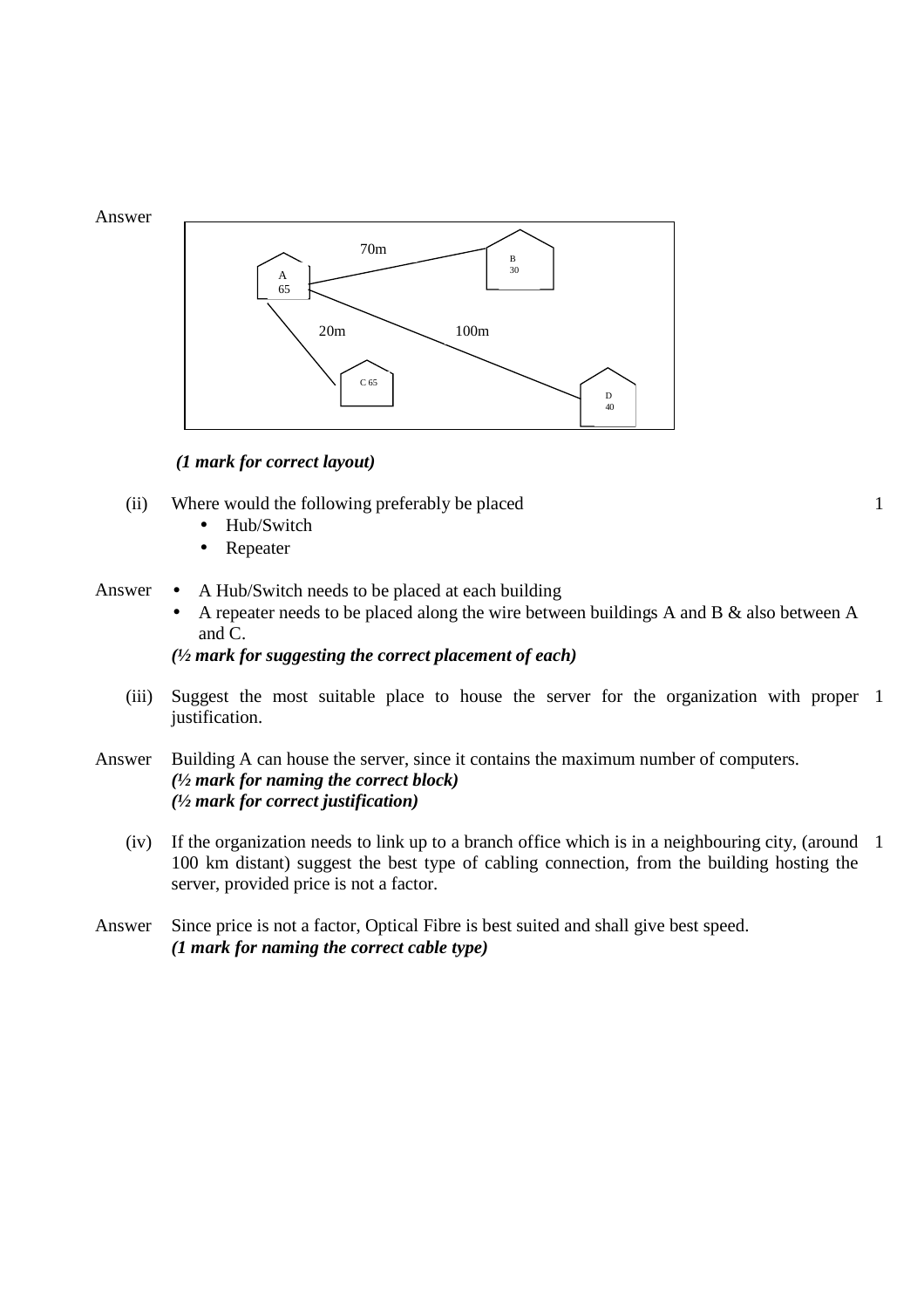Answer

70m

B
30

A
65

20m

100m

C 65

D
40

***(1 mark for correct layout)***

(ii) Where would the following preferably be placed — 1

- Hub/Switch
- Repeater

Answer

- A Hub/Switch needs to be placed at each building
- A repeater needs to be placed along the wire between buildings A and B & also between A and C.

***(½ mark for suggesting the correct placement of each)***

(iii) Suggest the most suitable place to house the server for the organization with proper justification. — 1

Answer Building A can house the server, since it contains the maximum number of computers.
***(½ mark for naming the correct block)***
***(½ mark for correct justification)***

(iv) If the organization needs to link up to a branch office which is in a neighbouring city, (around 100 km distant) suggest the best type of cabling connection, from the building hosting the server, provided price is not a factor. — 1

Answer Since price is not a factor, Optical Fibre is best suited and shall give best speed.
***(1 mark for naming the correct cable type)***